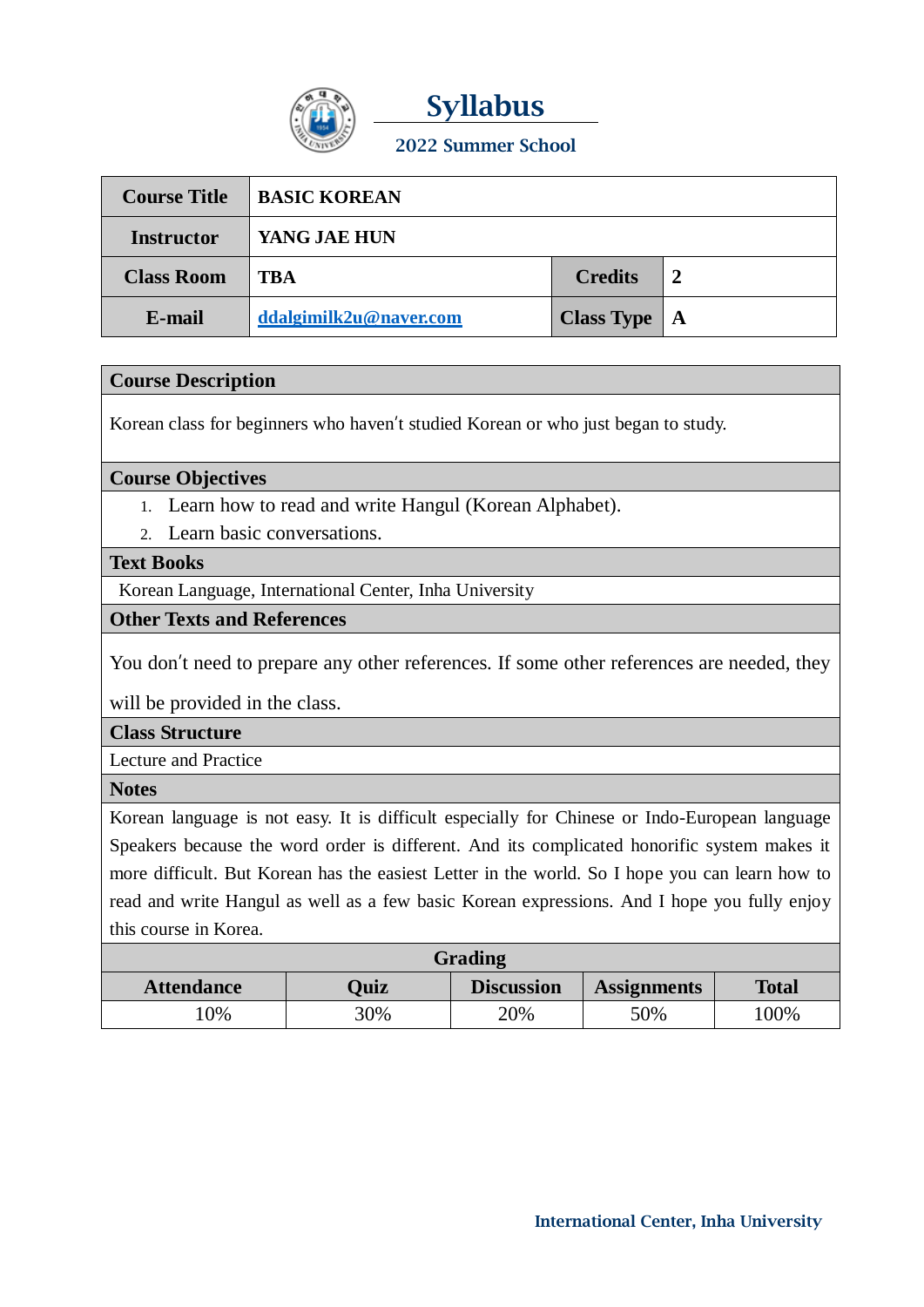# Syllabus

## 2022 Summer School

| Course Title | BASIC KOREAN | | |
|---|---|---|---|
| Instructor | YANG JAE HUN | | |
| Class Room | TBA | Credits | 2 |
| E-mail | ddalgimilk2u@naver.com | Class Type | A |

### Course Description

Korean class for beginners who haven't studied Korean or who just began to study.

### Course Objectives

1. Learn how to read and write Hangul (Korean Alphabet).
2. Learn basic conversations.

### Text Books

Korean Language, International Center, Inha University

### Other Texts and References

You don't need to prepare any other references. If some other references are needed, they will be provided in the class.

### Class Structure

Lecture and Practice

### Notes

Korean language is not easy. It is difficult especially for Chinese or Indo-European language Speakers because the word order is different. And its complicated honorific system makes it more difficult. But Korean has the easiest Letter in the world. So I hope you can learn how to read and write Hangul as well as a few basic Korean expressions. And I hope you fully enjoy this course in Korea.

### Grading

| Attendance | Quiz | Discussion | Assignments | Total |
|---|---|---|---|---|
| 10% | 30% | 20% | 50% | 100% |

International Center, Inha University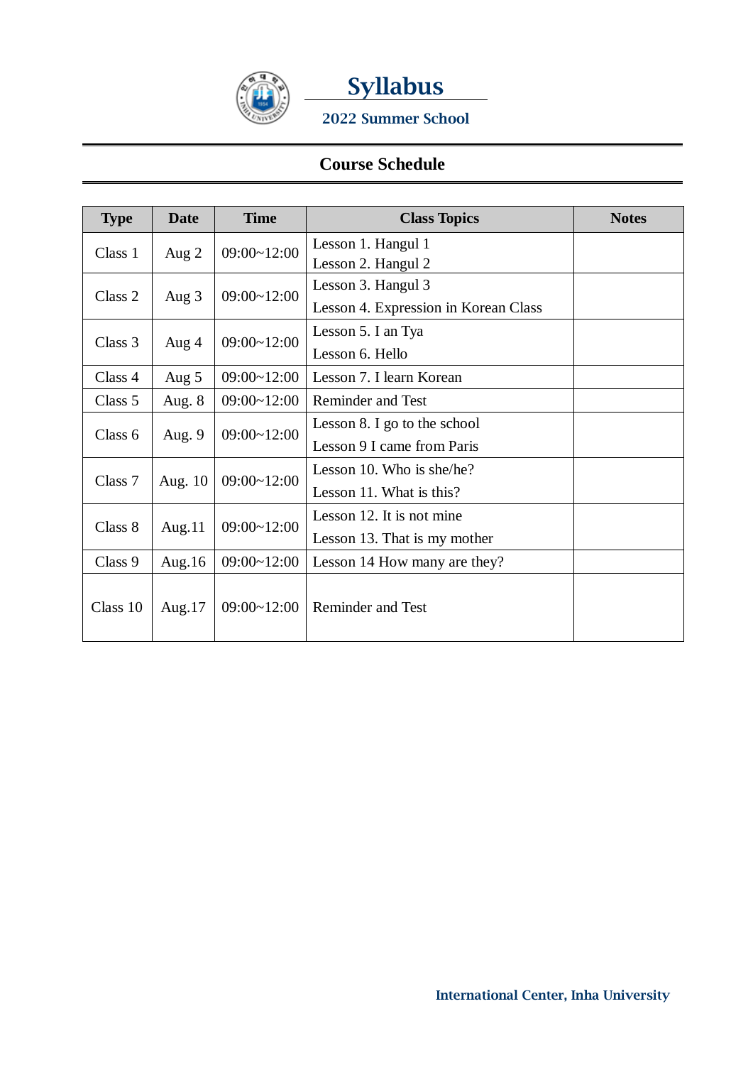# Syllabus

## 2022 Summer School

## Course Schedule

| Type | Date | Time | Class Topics | Notes |
|---|---|---|---|---|
| Class 1 | Aug 2 | 09:00~12:00 | Lesson 1. Hangul 1<br>Lesson 2. Hangul 2 | |
| Class 2 | Aug 3 | 09:00~12:00 | Lesson 3. Hangul 3<br>Lesson 4. Expression in Korean Class | |
| Class 3 | Aug 4 | 09:00~12:00 | Lesson 5. I an Tya<br>Lesson 6. Hello | |
| Class 4 | Aug 5 | 09:00~12:00 | Lesson 7. I learn Korean | |
| Class 5 | Aug. 8 | 09:00~12:00 | Reminder and Test | |
| Class 6 | Aug. 9 | 09:00~12:00 | Lesson 8. I go to the school<br>Lesson 9 I came from Paris | |
| Class 7 | Aug. 10 | 09:00~12:00 | Lesson 10. Who is she/he?<br>Lesson 11. What is this? | |
| Class 8 | Aug.11 | 09:00~12:00 | Lesson 12. It is not mine<br>Lesson 13. That is my mother | |
| Class 9 | Aug.16 | 09:00~12:00 | Lesson 14 How many are they? | |
| Class 10 | Aug.17 | 09:00~12:00 | Reminder and Test | |

International Center, Inha University